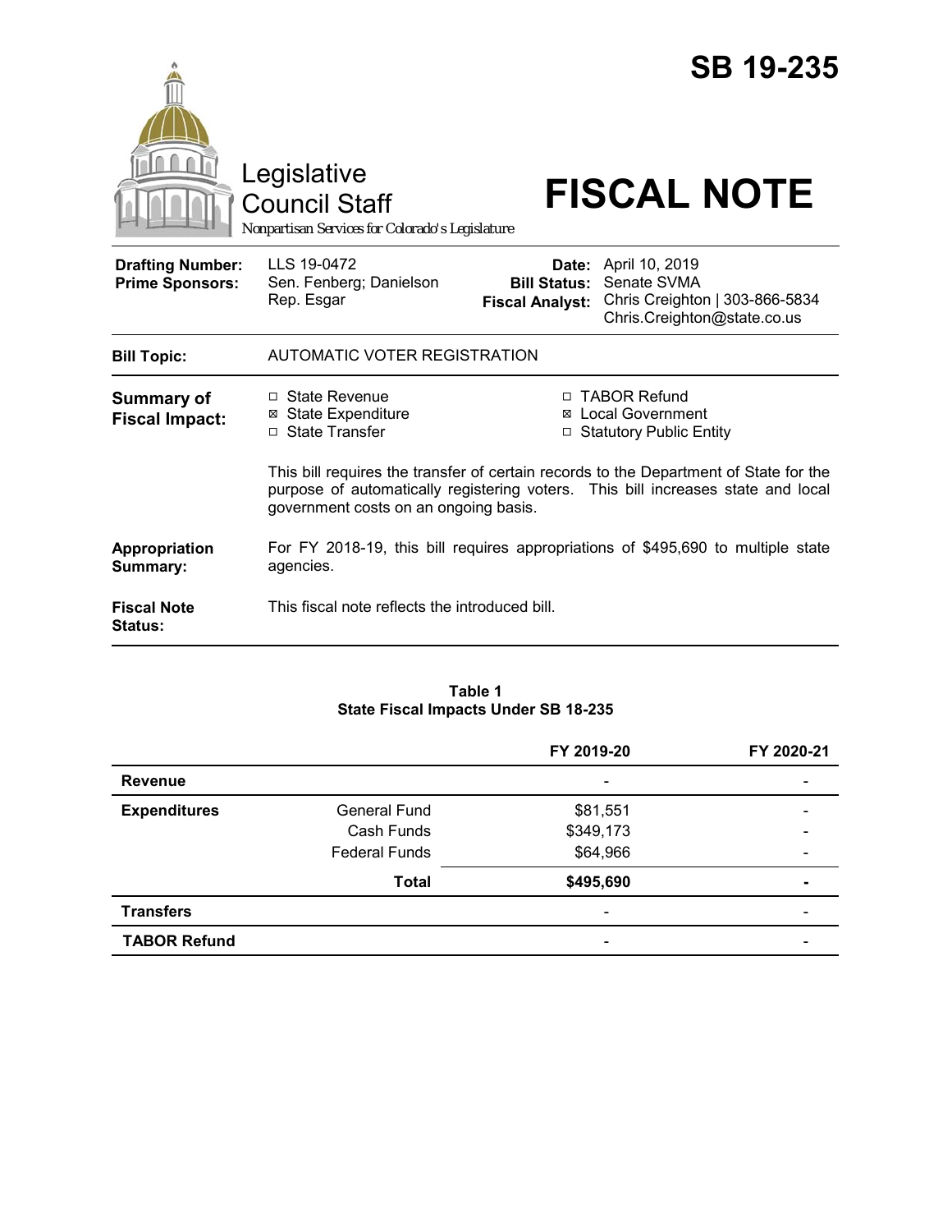# SB 19-235

Legislative Council Staff

*Nonpartisan Services for Colorado's Legislature*

# FISCAL NOTE

| | | | |
|---|---|---|---|
| **Drafting Number:** | LLS 19-0472 | **Date:** | April 10, 2019 |
| **Prime Sponsors:** | Sen. Fenberg; Danielson<br>Rep. Esgar | **Bill Status:** | Senate SVMA |
| | | **Fiscal Analyst:** | Chris Creighton \| 303-866-5834<br>Chris.Creighton@state.co.us |

**Bill Topic:** AUTOMATIC VOTER REGISTRATION

**Summary of Fiscal Impact:**

- ☐ State Revenue
- ☒ State Expenditure
- ☐ State Transfer
- ☐ TABOR Refund
- ☒ Local Government
- ☐ Statutory Public Entity

This bill requires the transfer of certain records to the Department of State for the purpose of automatically registering voters. This bill increases state and local government costs on an ongoing basis.

**Appropriation Summary:** For FY 2018-19, this bill requires appropriations of $495,690 to multiple state agencies.

**Fiscal Note Status:** This fiscal note reflects the introduced bill.

**Table 1**
**State Fiscal Impacts Under SB 18-235**

| | | FY 2019-20 | FY 2020-21 |
|---|---|---|---|
| **Revenue** | | - | - |
| **Expenditures** | General Fund | $81,551 | - |
| | Cash Funds | $349,173 | - |
| | Federal Funds | $64,966 | - |
| | **Total** | **$495,690** | **-** |
| **Transfers** | | - | - |
| **TABOR Refund** | | - | - |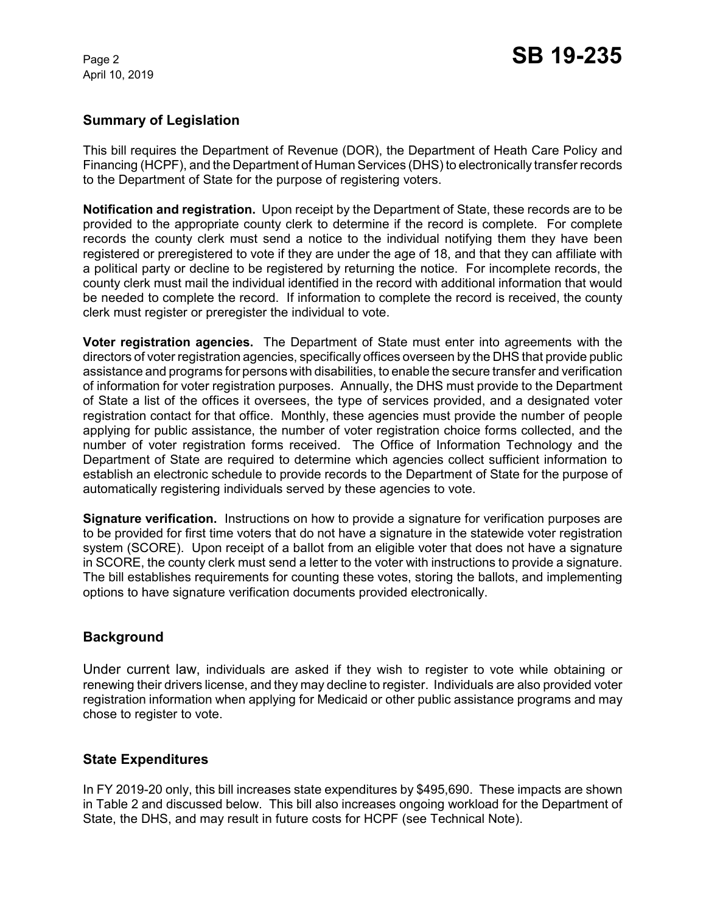## Summary of Legislation

This bill requires the Department of Revenue (DOR), the Department of Heath Care Policy and Financing (HCPF), and the Department of Human Services (DHS) to electronically transfer records to the Department of State for the purpose of registering voters.

**Notification and registration.** Upon receipt by the Department of State, these records are to be provided to the appropriate county clerk to determine if the record is complete. For complete records the county clerk must send a notice to the individual notifying them they have been registered or preregistered to vote if they are under the age of 18, and that they can affiliate with a political party or decline to be registered by returning the notice. For incomplete records, the county clerk must mail the individual identified in the record with additional information that would be needed to complete the record. If information to complete the record is received, the county clerk must register or preregister the individual to vote.

**Voter registration agencies.** The Department of State must enter into agreements with the directors of voter registration agencies, specifically offices overseen by the DHS that provide public assistance and programs for persons with disabilities, to enable the secure transfer and verification of information for voter registration purposes. Annually, the DHS must provide to the Department of State a list of the offices it oversees, the type of services provided, and a designated voter registration contact for that office. Monthly, these agencies must provide the number of people applying for public assistance, the number of voter registration choice forms collected, and the number of voter registration forms received. The Office of Information Technology and the Department of State are required to determine which agencies collect sufficient information to establish an electronic schedule to provide records to the Department of State for the purpose of automatically registering individuals served by these agencies to vote.

**Signature verification.** Instructions on how to provide a signature for verification purposes are to be provided for first time voters that do not have a signature in the statewide voter registration system (SCORE). Upon receipt of a ballot from an eligible voter that does not have a signature in SCORE, the county clerk must send a letter to the voter with instructions to provide a signature. The bill establishes requirements for counting these votes, storing the ballots, and implementing options to have signature verification documents provided electronically.

## Background

Under current law, individuals are asked if they wish to register to vote while obtaining or renewing their drivers license, and they may decline to register. Individuals are also provided voter registration information when applying for Medicaid or other public assistance programs and may chose to register to vote.

## State Expenditures

In FY 2019-20 only, this bill increases state expenditures by $495,690. These impacts are shown in Table 2 and discussed below. This bill also increases ongoing workload for the Department of State, the DHS, and may result in future costs for HCPF (see Technical Note).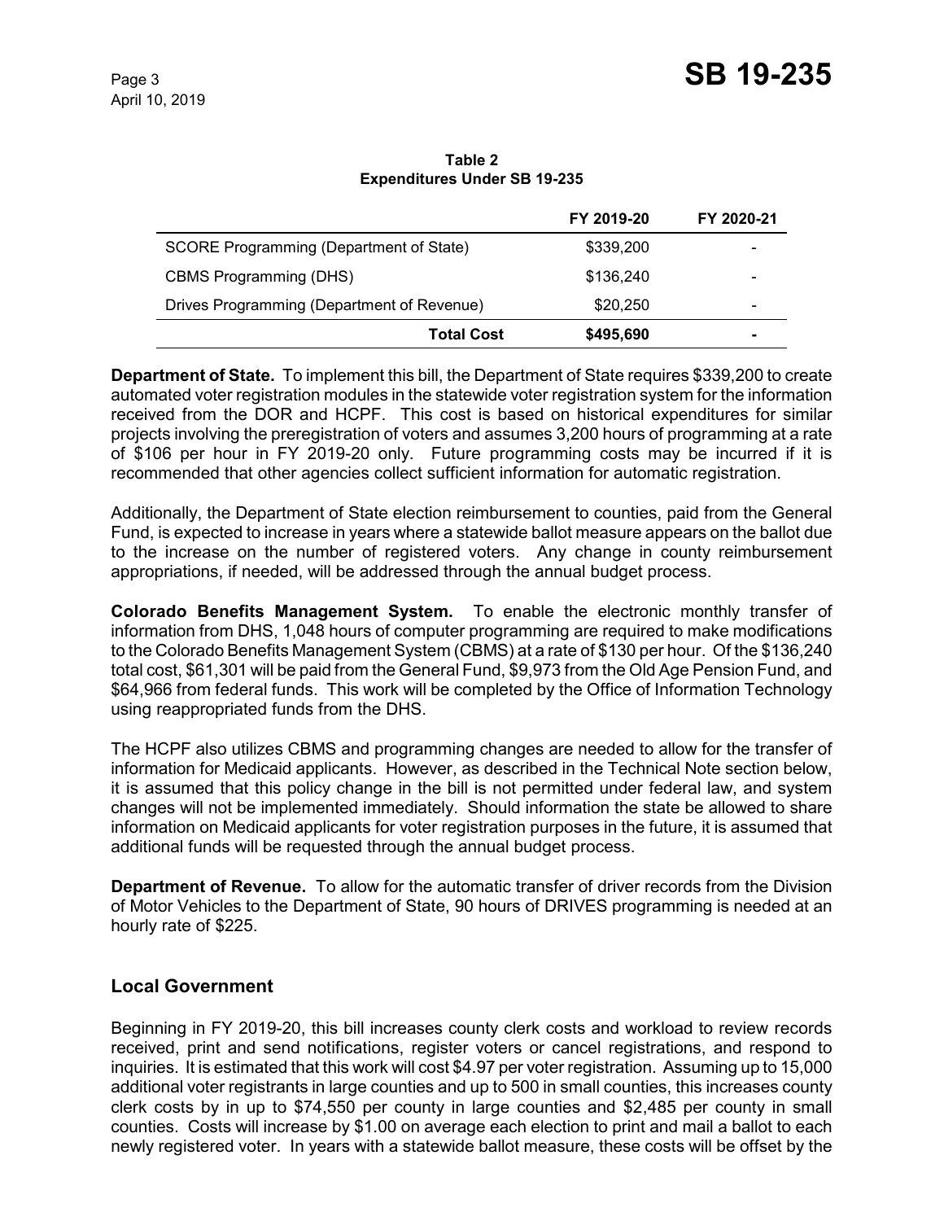**Table 2**
**Expenditures Under SB 19-235**

| | FY 2019-20 | FY 2020-21 |
|---|---|---|
| SCORE Programming (Department of State) | $339,200 | - |
| CBMS Programming (DHS) | $136,240 | - |
| Drives Programming (Department of Revenue) | $20,250 | - |
| **Total Cost** | **$495,690** | **-** |

**Department of State.** To implement this bill, the Department of State requires $339,200 to create automated voter registration modules in the statewide voter registration system for the information received from the DOR and HCPF. This cost is based on historical expenditures for similar projects involving the preregistration of voters and assumes 3,200 hours of programming at a rate of $106 per hour in FY 2019-20 only. Future programming costs may be incurred if it is recommended that other agencies collect sufficient information for automatic registration.

Additionally, the Department of State election reimbursement to counties, paid from the General Fund, is expected to increase in years where a statewide ballot measure appears on the ballot due to the increase on the number of registered voters. Any change in county reimbursement appropriations, if needed, will be addressed through the annual budget process.

**Colorado Benefits Management System.** To enable the electronic monthly transfer of information from DHS, 1,048 hours of computer programming are required to make modifications to the Colorado Benefits Management System (CBMS) at a rate of $130 per hour. Of the $136,240 total cost, $61,301 will be paid from the General Fund, $9,973 from the Old Age Pension Fund, and $64,966 from federal funds. This work will be completed by the Office of Information Technology using reappropriated funds from the DHS.

The HCPF also utilizes CBMS and programming changes are needed to allow for the transfer of information for Medicaid applicants. However, as described in the Technical Note section below, it is assumed that this policy change in the bill is not permitted under federal law, and system changes will not be implemented immediately. Should information the state be allowed to share information on Medicaid applicants for voter registration purposes in the future, it is assumed that additional funds will be requested through the annual budget process.

**Department of Revenue.** To allow for the automatic transfer of driver records from the Division of Motor Vehicles to the Department of State, 90 hours of DRIVES programming is needed at an hourly rate of $225.

## Local Government

Beginning in FY 2019-20, this bill increases county clerk costs and workload to review records received, print and send notifications, register voters or cancel registrations, and respond to inquiries. It is estimated that this work will cost $4.97 per voter registration. Assuming up to 15,000 additional voter registrants in large counties and up to 500 in small counties, this increases county clerk costs by in up to $74,550 per county in large counties and $2,485 per county in small counties. Costs will increase by $1.00 on average each election to print and mail a ballot to each newly registered voter. In years with a statewide ballot measure, these costs will be offset by the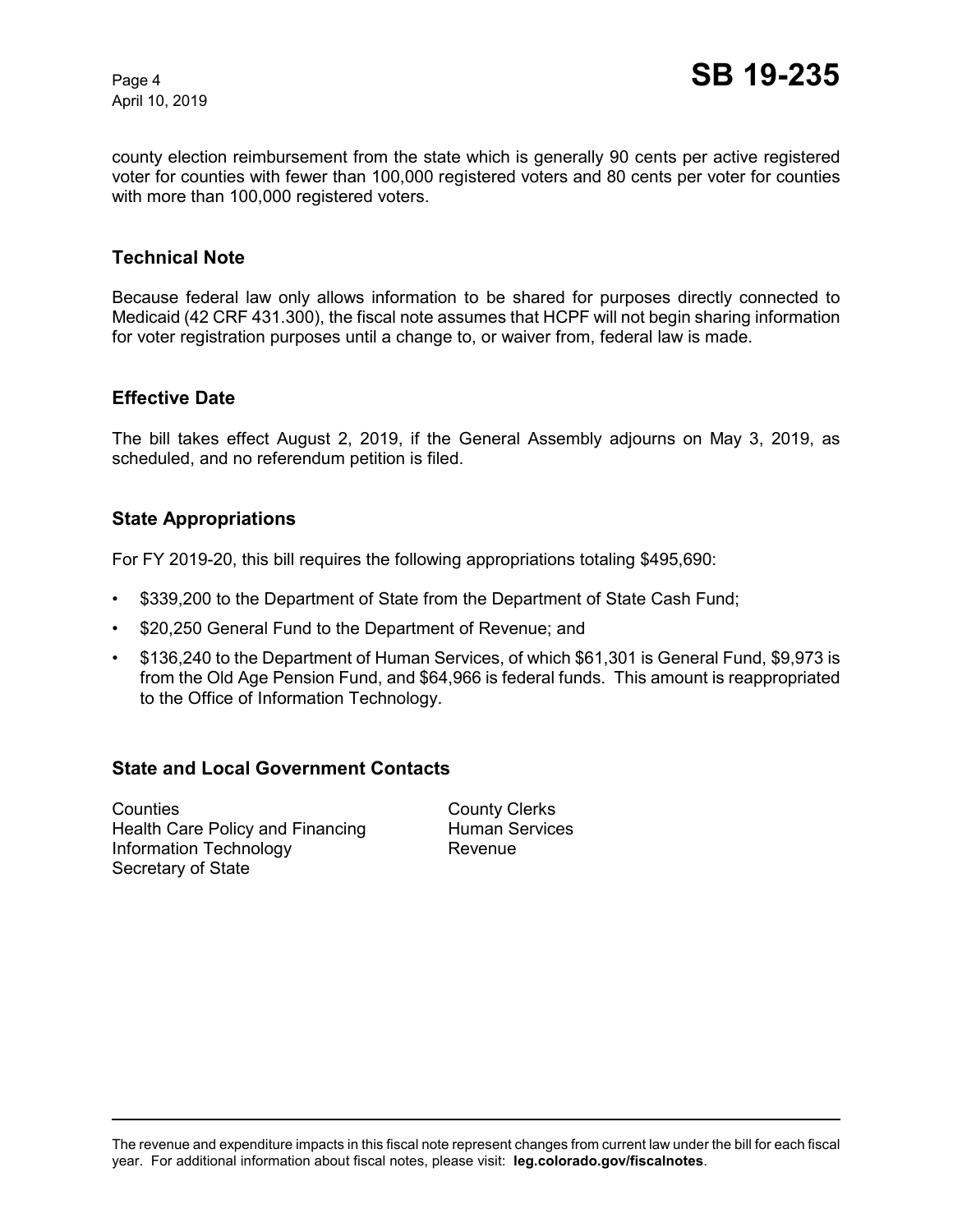county election reimbursement from the state which is generally 90 cents per active registered voter for counties with fewer than 100,000 registered voters and 80 cents per voter for counties with more than 100,000 registered voters.

## Technical Note

Because federal law only allows information to be shared for purposes directly connected to Medicaid (42 CRF 431.300), the fiscal note assumes that HCPF will not begin sharing information for voter registration purposes until a change to, or waiver from, federal law is made.

## Effective Date

The bill takes effect August 2, 2019, if the General Assembly adjourns on May 3, 2019, as scheduled, and no referendum petition is filed.

## State Appropriations

For FY 2019-20, this bill requires the following appropriations totaling $495,690:

- $339,200 to the Department of State from the Department of State Cash Fund;
- $20,250 General Fund to the Department of Revenue; and
- $136,240 to the Department of Human Services, of which $61,301 is General Fund, $9,973 is from the Old Age Pension Fund, and $64,966 is federal funds. This amount is reappropriated to the Office of Information Technology.

## State and Local Government Contacts

Counties
County Clerks
Health Care Policy and Financing
Human Services
Information Technology
Revenue
Secretary of State

The revenue and expenditure impacts in this fiscal note represent changes from current law under the bill for each fiscal year. For additional information about fiscal notes, please visit: **leg.colorado.gov/fiscalnotes**.